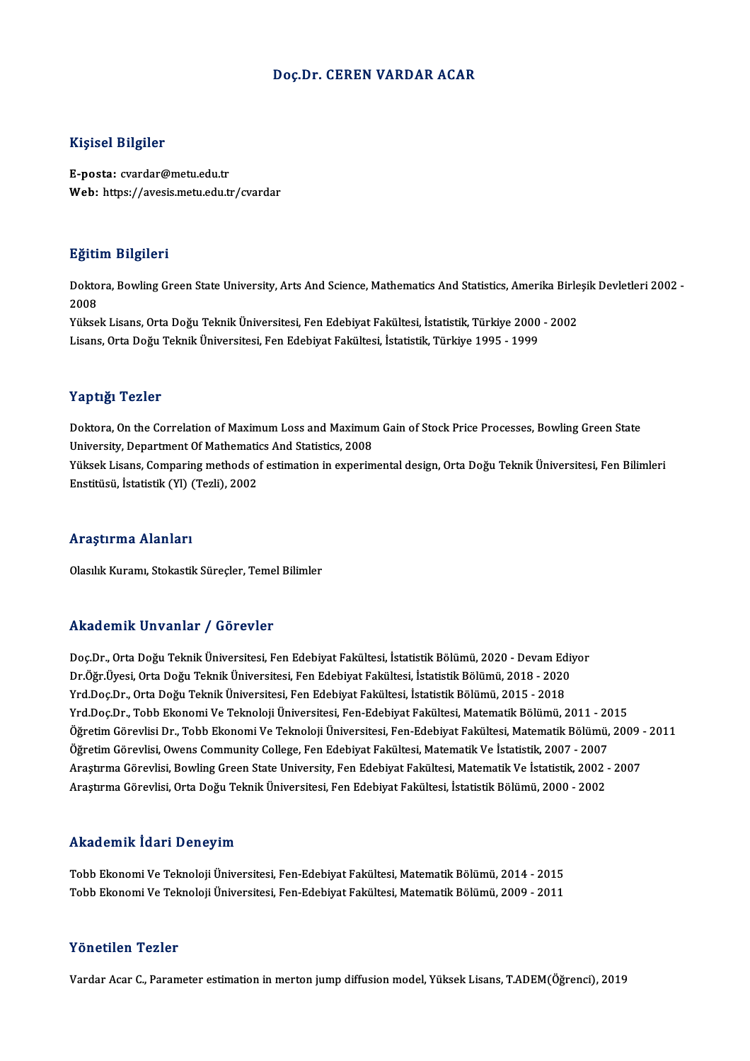# Doç.Dr. CEREN VARDAR ACAR

## Kişisel Bilgiler

**E-posta:** cvardar@metu.edu.tr
**Web:** https://avesis.metu.edu.tr/cvardar

## Eğitim Bilgileri

Doktora, Bowling Green State University, Arts And Science, Mathematics And Statistics, Amerika Birleşik Devletleri 2002 - 2008
Yüksek Lisans, Orta Doğu Teknik Üniversitesi, Fen Edebiyat Fakültesi, İstatistik, Türkiye 2000 - 2002
Lisans, Orta Doğu Teknik Üniversitesi, Fen Edebiyat Fakültesi, İstatistik, Türkiye 1995 - 1999

## Yaptığı Tezler

Doktora, On the Correlation of Maximum Loss and Maximum Gain of Stock Price Processes, Bowling Green State University, Department Of Mathematics And Statistics, 2008
Yüksek Lisans, Comparing methods of estimation in experimental design, Orta Doğu Teknik Üniversitesi, Fen Bilimleri Enstitüsü, İstatistik (Yl) (Tezli), 2002

## Araştırma Alanları

Olasılık Kuramı, Stokastik Süreçler, Temel Bilimler

## Akademik Unvanlar / Görevler

Doç.Dr., Orta Doğu Teknik Üniversitesi, Fen Edebiyat Fakültesi, İstatistik Bölümü, 2020 - Devam Ediyor
Dr.Öğr.Üyesi, Orta Doğu Teknik Üniversitesi, Fen Edebiyat Fakültesi, İstatistik Bölümü, 2018 - 2020
Yrd.Doç.Dr., Orta Doğu Teknik Üniversitesi, Fen Edebiyat Fakültesi, İstatistik Bölümü, 2015 - 2018
Yrd.Doç.Dr., Tobb Ekonomi Ve Teknoloji Üniversitesi, Fen-Edebiyat Fakültesi, Matematik Bölümü, 2011 - 2015
Öğretim Görevlisi Dr., Tobb Ekonomi Ve Teknoloji Üniversitesi, Fen-Edebiyat Fakültesi, Matematik Bölümü, 2009 - 2011
Öğretim Görevlisi, Owens Community College, Fen Edebiyat Fakültesi, Matematik Ve İstatistik, 2007 - 2007
Araştırma Görevlisi, Bowling Green State University, Fen Edebiyat Fakültesi, Matematik Ve İstatistik, 2002 - 2007
Araştırma Görevlisi, Orta Doğu Teknik Üniversitesi, Fen Edebiyat Fakültesi, İstatistik Bölümü, 2000 - 2002

## Akademik İdari Deneyim

Tobb Ekonomi Ve Teknoloji Üniversitesi, Fen-Edebiyat Fakültesi, Matematik Bölümü, 2014 - 2015
Tobb Ekonomi Ve Teknoloji Üniversitesi, Fen-Edebiyat Fakültesi, Matematik Bölümü, 2009 - 2011

## Yönetilen Tezler

Vardar Acar C., Parameter estimation in merton jump diffusion model, Yüksek Lisans, T.ADEM(Öğrenci), 2019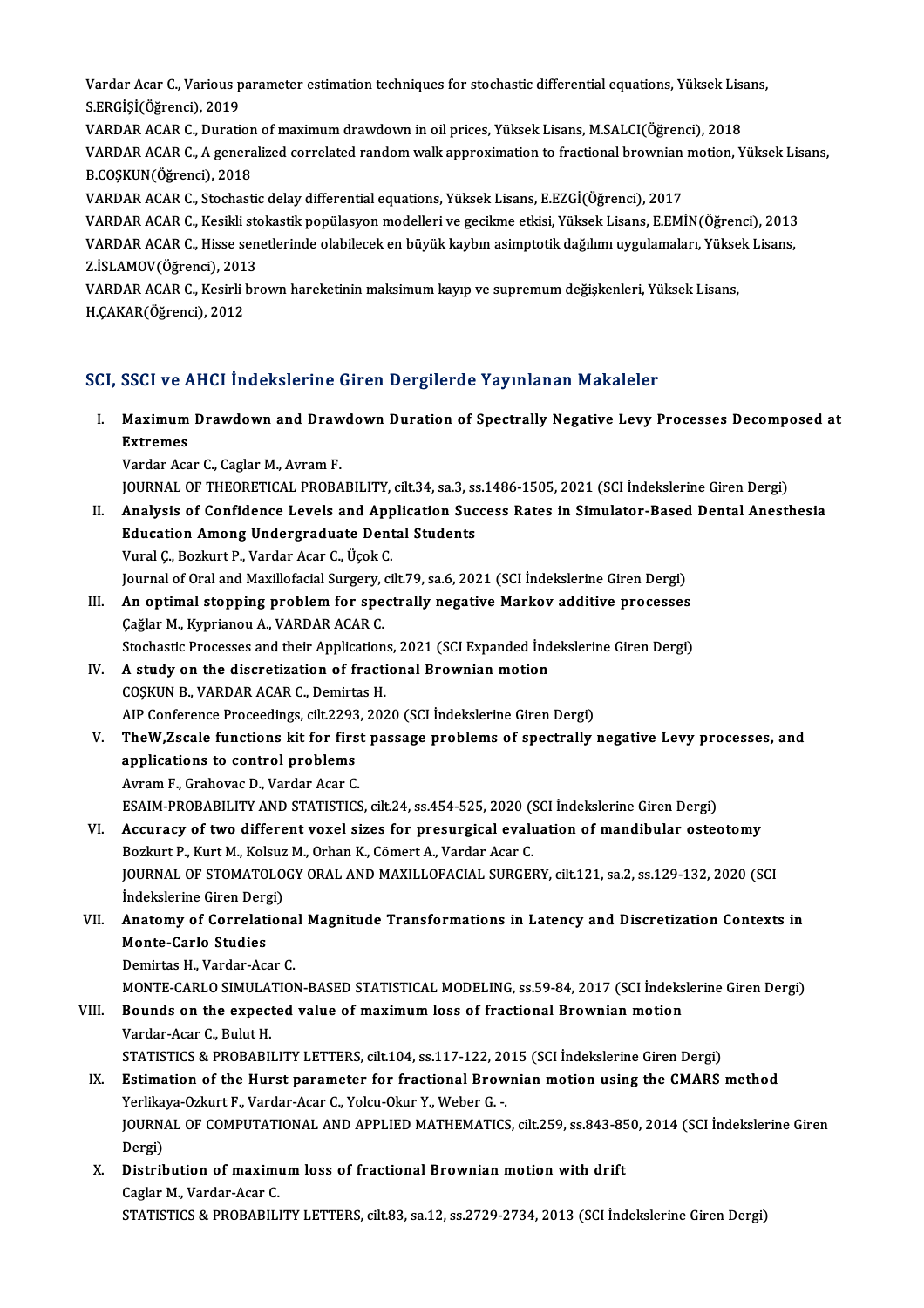Vardar Acar C., Various parameter estimation techniques for stochastic differential equations, Yüksek Lisans, S.ERGİŞİ(Öğrenci), 2019

VARDAR ACAR C., Duration of maximum drawdown in oil prices, Yüksek Lisans, M.SALCI(Öğrenci), 2018

VARDAR ACAR C., A generalized correlated random walk approximation to fractional brownian motion, Yüksek Lisans, B.COŞKUN(Öğrenci), 2018

VARDAR ACAR C., Stochastic delay differential equations, Yüksek Lisans, E.EZGİ(Öğrenci), 2017

VARDAR ACAR C., Kesikli stokastik popülasyon modelleri ve gecikme etkisi, Yüksek Lisans, E.EMİN(Öğrenci), 2013

VARDAR ACAR C., Hisse senetlerinde olabilecek en büyük kaybın asimptotik dağılımı uygulamaları, Yüksek Lisans, Z.İSLAMOV(Öğrenci), 2013

VARDAR ACAR C., Kesirli brown hareketinin maksimum kayıp ve supremum değişkenleri, Yüksek Lisans, H.ÇAKAR(Öğrenci), 2012

## SCI, SSCI ve AHCI İndekslerine Giren Dergilerde Yayınlanan Makaleler

I. **Maximum Drawdown and Drawdown Duration of Spectrally Negative Levy Processes Decomposed at Extremes**
   Vardar Acar C., Caglar M., Avram F.
   JOURNAL OF THEORETICAL PROBABILITY, cilt.34, sa.3, ss.1486-1505, 2021 (SCI İndekslerine Giren Dergi)

II. **Analysis of Confidence Levels and Application Success Rates in Simulator-Based Dental Anesthesia Education Among Undergraduate Dental Students**
   Vural Ç., Bozkurt P., Vardar Acar C., Üçok C.
   Journal of Oral and Maxillofacial Surgery, cilt.79, sa.6, 2021 (SCI İndekslerine Giren Dergi)

III. **An optimal stopping problem for spectrally negative Markov additive processes**
   Çağlar M., Kyprianou A., VARDAR ACAR C.
   Stochastic Processes and their Applications, 2021 (SCI Expanded İndekslerine Giren Dergi)

IV. **A study on the discretization of fractional Brownian motion**
   COŞKUN B., VARDAR ACAR C., Demirtas H.
   AIP Conference Proceedings, cilt.2293, 2020 (SCI İndekslerine Giren Dergi)

V. **TheW,Zscale functions kit for first passage problems of spectrally negative Levy processes, and applications to control problems**
   Avram F., Grahovac D., Vardar Acar C.
   ESAIM-PROBABILITY AND STATISTICS, cilt.24, ss.454-525, 2020 (SCI İndekslerine Giren Dergi)

VI. **Accuracy of two different voxel sizes for presurgical evaluation of mandibular osteotomy**
   Bozkurt P., Kurt M., Kolsuz M., Orhan K., Cömert A., Vardar Acar C.
   JOURNAL OF STOMATOLOGY ORAL AND MAXILLOFACIAL SURGERY, cilt.121, sa.2, ss.129-132, 2020 (SCI İndekslerine Giren Dergi)

VII. **Anatomy of Correlational Magnitude Transformations in Latency and Discretization Contexts in Monte-Carlo Studies**
   Demirtas H., Vardar-Acar C.
   MONTE-CARLO SIMULATION-BASED STATISTICAL MODELING, ss.59-84, 2017 (SCI İndekslerine Giren Dergi)

VIII. **Bounds on the expected value of maximum loss of fractional Brownian motion**
   Vardar-Acar C., Bulut H.
   STATISTICS & PROBABILITY LETTERS, cilt.104, ss.117-122, 2015 (SCI İndekslerine Giren Dergi)

IX. **Estimation of the Hurst parameter for fractional Brownian motion using the CMARS method**
   Yerlikaya-Ozkurt F., Vardar-Acar C., Yolcu-Okur Y., Weber G. -.
   JOURNAL OF COMPUTATIONAL AND APPLIED MATHEMATICS, cilt.259, ss.843-850, 2014 (SCI İndekslerine Giren Dergi)

X. **Distribution of maximum loss of fractional Brownian motion with drift**
   Caglar M., Vardar-Acar C.
   STATISTICS & PROBABILITY LETTERS, cilt.83, sa.12, ss.2729-2734, 2013 (SCI İndekslerine Giren Dergi)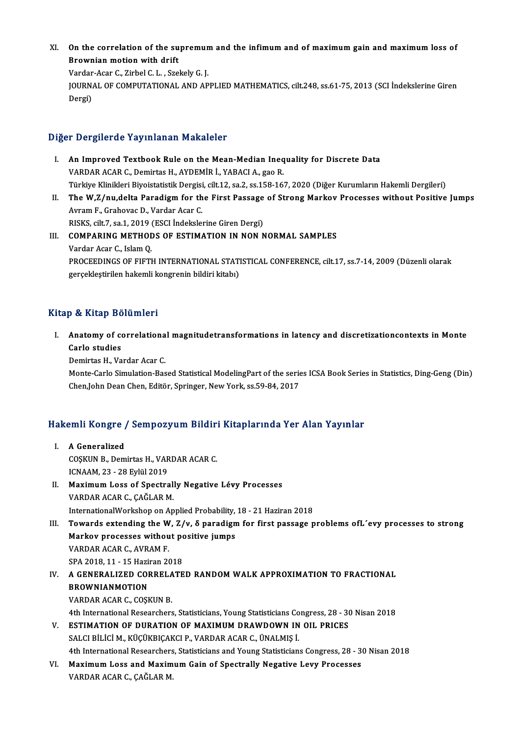XI. **On the correlation of the supremum and the infimum and of maximum gain and maximum loss of Brownian motion with drift**
Vardar-Acar C., Zirbel C. L. , Szekely G. J.
JOURNAL OF COMPUTATIONAL AND APPLIED MATHEMATICS, cilt.248, ss.61-75, 2013 (SCI İndekslerine Giren Dergi)

## Diğer Dergilerde Yayınlanan Makaleler

I. **An Improved Textbook Rule on the Mean-Median Inequality for Discrete Data**
VARDAR ACAR C., Demirtas H., AYDEMİR İ., YABACI A., gao R.
Türkiye Klinikleri Biyoistatistik Dergisi, cilt.12, sa.2, ss.158-167, 2020 (Diğer Kurumların Hakemli Dergileri)

II. **The W,Z/nu,delta Paradigm for the First Passage of Strong Markov Processes without Positive Jumps**
Avram F., Grahovac D., Vardar Acar C.
RISKS, cilt.7, sa.1, 2019 (ESCI İndekslerine Giren Dergi)

III. **COMPARING METHODS OF ESTIMATION IN NON NORMAL SAMPLES**
Vardar Acar C., Islam Q.
PROCEEDINGS OF FIFTH INTERNATIONAL STATISTICAL CONFERENCE, cilt.17, ss.7-14, 2009 (Düzenli olarak gerçekleştirilen hakemli kongrenin bildiri kitabı)

## Kitap & Kitap Bölümleri

I. **Anatomy of correlational magnitudetransformations in latency and discretizationcontexts in Monte Carlo studies**
Demirtas H., Vardar Acar C.
Monte-Carlo Simulation-Based Statistical ModelingPart of the series ICSA Book Series in Statistics, Ding-Geng (Din) Chen,John Dean Chen, Editör, Springer, New York, ss.59-84, 2017

## Hakemli Kongre / Sempozyum Bildiri Kitaplarında Yer Alan Yayınlar

I. **A Generalized**
COŞKUN B., Demirtas H., VARDAR ACAR C.
ICNAAM, 23 - 28 Eylül 2019

II. **Maximum Loss of Spectrally Negative Lévy Processes**
VARDAR ACAR C., ÇAĞLAR M.
InternationalWorkshop on Applied Probability, 18 - 21 Haziran 2018

III. **Towards extending the W, Z/v, δ paradigm for first passage problems ofL´evy processes to strong Markov processes without positive jumps**
VARDAR ACAR C., AVRAM F.
SPA 2018, 11 - 15 Haziran 2018

IV. **A GENERALIZED CORRELATED RANDOM WALK APPROXIMATION TO FRACTIONAL BROWNIANMOTION**
VARDAR ACAR C., COŞKUN B.
4th International Researchers, Statisticians, Young Statisticians Congress, 28 - 30 Nisan 2018

V. **ESTIMATION OF DURATION OF MAXIMUM DRAWDOWN IN OIL PRICES**
SALCI BİLİCİ M., KÜÇÜKBIÇAKCI P., VARDAR ACAR C., ÜNALMIŞ İ.
4th International Researchers, Statisticians and Young Statisticians Congress, 28 - 30 Nisan 2018

VI. **Maximum Loss and Maximum Gain of Spectrally Negative Levy Processes**
VARDAR ACAR C., ÇAĞLAR M.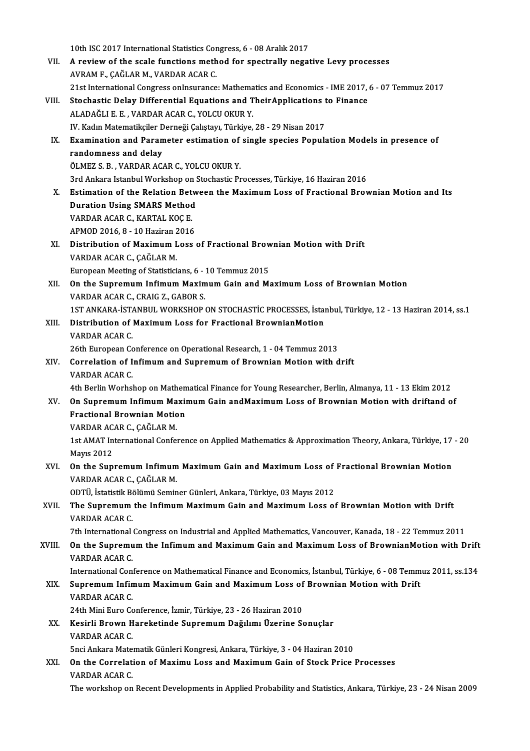10th ISC 2017 International Statistics Congress, 6 - 08 Aralık 2017

VII. **A review of the scale functions method for spectrally negative Levy processes**
AVRAM F., ÇAĞLAR M., VARDAR ACAR C.
21st International Congress onInsurance: Mathematics and Economics - IME 2017, 6 - 07 Temmuz 2017

VIII. **Stochastic Delay Differential Equations and TheirApplications to Finance**
ALADAĞLI E. E. , VARDAR ACAR C., YOLCU OKUR Y.
IV. Kadın Matematikçiler Derneği Çalıştayı, Türkiye, 28 - 29 Nisan 2017

IX. **Examination and Parameter estimation of single species Population Models in presence of randomness and delay**
ÖLMEZ S. B. , VARDAR ACAR C., YOLCU OKUR Y.
3rd Ankara Istanbul Workshop on Stochastic Processes, Türkiye, 16 Haziran 2016

X. **Estimation of the Relation Between the Maximum Loss of Fractional Brownian Motion and Its Duration Using SMARS Method**
VARDAR ACAR C., KARTAL KOÇ E.
APMOD 2016, 8 - 10 Haziran 2016

XI. **Distribution of Maximum Loss of Fractional Brownian Motion with Drift**
VARDAR ACAR C., ÇAĞLAR M.
European Meeting of Statisticians, 6 - 10 Temmuz 2015

XII. **On the Supremum Infimum Maximum Gain and Maximum Loss of Brownian Motion**
VARDAR ACAR C., CRAIG Z., GABOR S.
1ST ANKARA-İSTANBUL WORKSHOP ON STOCHASTİC PROCESSES, İstanbul, Türkiye, 12 - 13 Haziran 2014, ss.1

XIII. **Distribution of Maximum Loss for Fractional BrownianMotion**
VARDAR ACAR C.
26th European Conference on Operational Research, 1 - 04 Temmuz 2013

XIV. **Correlation of Infimum and Supremum of Brownian Motion with drift**
VARDAR ACAR C.
4th Berlin Worhshop on Mathematical Finance for Young Researcher, Berlin, Almanya, 11 - 13 Ekim 2012

XV. **On Supremum Infimum Maximum Gain andMaximum Loss of Brownian Motion with driftand of Fractional Brownian Motion**
VARDAR ACAR C., ÇAĞLAR M.
1st AMAT International Conference on Applied Mathematics & Approximation Theory, Ankara, Türkiye, 17 - 20 Mayıs 2012

XVI. **On the Supremum Infimum Maximum Gain and Maximum Loss of Fractional Brownian Motion**
VARDAR ACAR C., ÇAĞLAR M.
ODTÜ, İstatistik Bölümü Seminer Günleri, Ankara, Türkiye, 03 Mayıs 2012

XVII. **The Supremum the Infimum Maximum Gain and Maximum Loss of Brownian Motion with Drift**
VARDAR ACAR C.
7th International Congress on Industrial and Applied Mathematics, Vancouver, Kanada, 18 - 22 Temmuz 2011

XVIII. **On the Supremum the Infimum and Maximum Gain and Maximum Loss of BrownianMotion with Drift**
VARDAR ACAR C.
International Conference on Mathematical Finance and Economics, İstanbul, Türkiye, 6 - 08 Temmuz 2011, ss.134

XIX. **Supremum Infimum Maximum Gain and Maximum Loss of Brownian Motion with Drift**
VARDAR ACAR C.
24th Mini Euro Conference, İzmir, Türkiye, 23 - 26 Haziran 2010

XX. **Kesirli Brown Hareketinde Supremum Dağılımı Üzerine Sonuçlar**
VARDAR ACAR C.
5nci Ankara Matematik Günleri Kongresi, Ankara, Türkiye, 3 - 04 Haziran 2010

XXI. **On the Correlation of Maximu Loss and Maximum Gain of Stock Price Processes**
VARDAR ACAR C.
The workshop on Recent Developments in Applied Probability and Statistics, Ankara, Türkiye, 23 - 24 Nisan 2009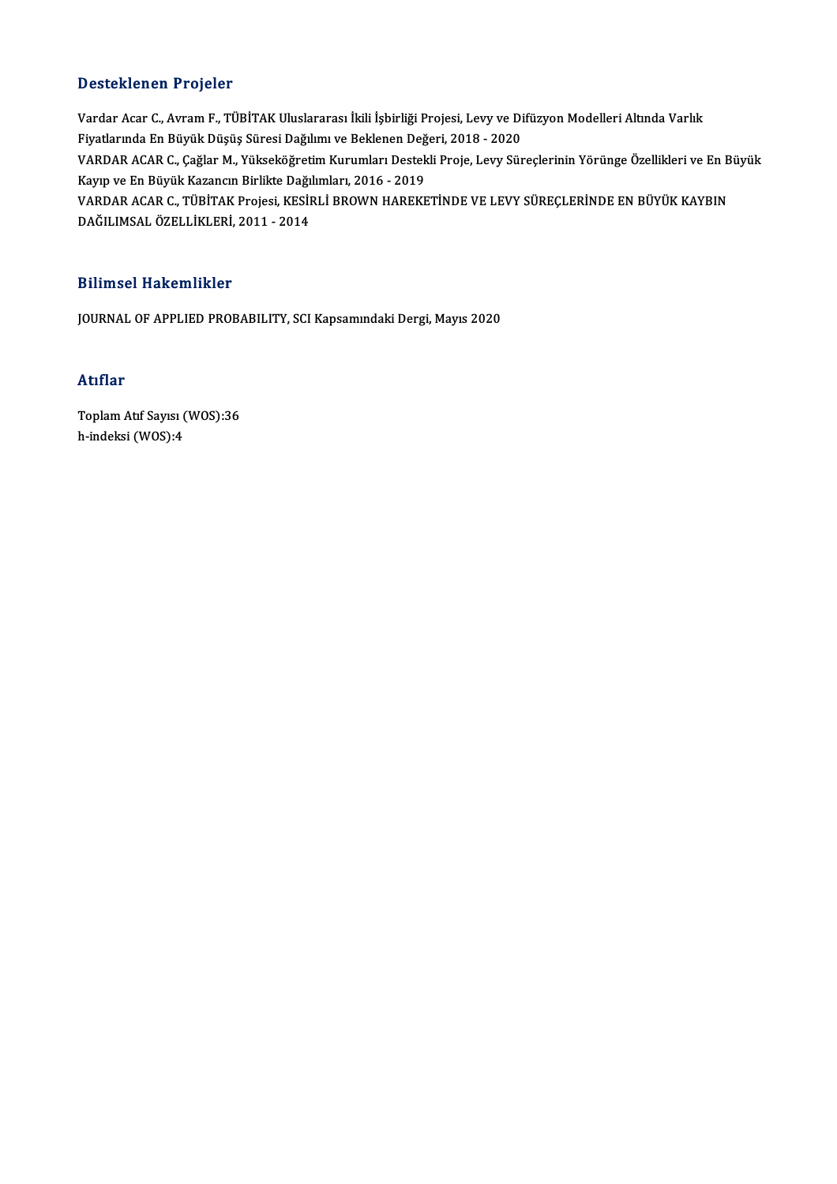## Desteklenen Projeler

Vardar Acar C., Avram F., TÜBİTAK Uluslararası İkili İşbirliği Projesi, Levy ve Difüzyon Modelleri Altında Varlık Fiyatlarında En Büyük Düşüş Süresi Dağılımı ve Beklenen Değeri, 2018 - 2020

VARDAR ACAR C., Çağlar M., Yükseköğretim Kurumları Destekli Proje, Levy Süreçlerinin Yörünge Özellikleri ve En Büyük Kayıp ve En Büyük Kazancın Birlikte Dağılımları, 2016 - 2019

VARDAR ACAR C., TÜBİTAK Projesi, KESİRLİ BROWN HAREKETİNDE VE LEVY SÜREÇLERİNDE EN BÜYÜK KAYBIN DAĞILIMSAL ÖZELLİKLERİ, 2011 - 2014

## Bilimsel Hakemlikler

JOURNAL OF APPLIED PROBABILITY, SCI Kapsamındaki Dergi, Mayıs 2020

## Atıflar

Toplam Atıf Sayısı (WOS):36
h-indeksi (WOS):4